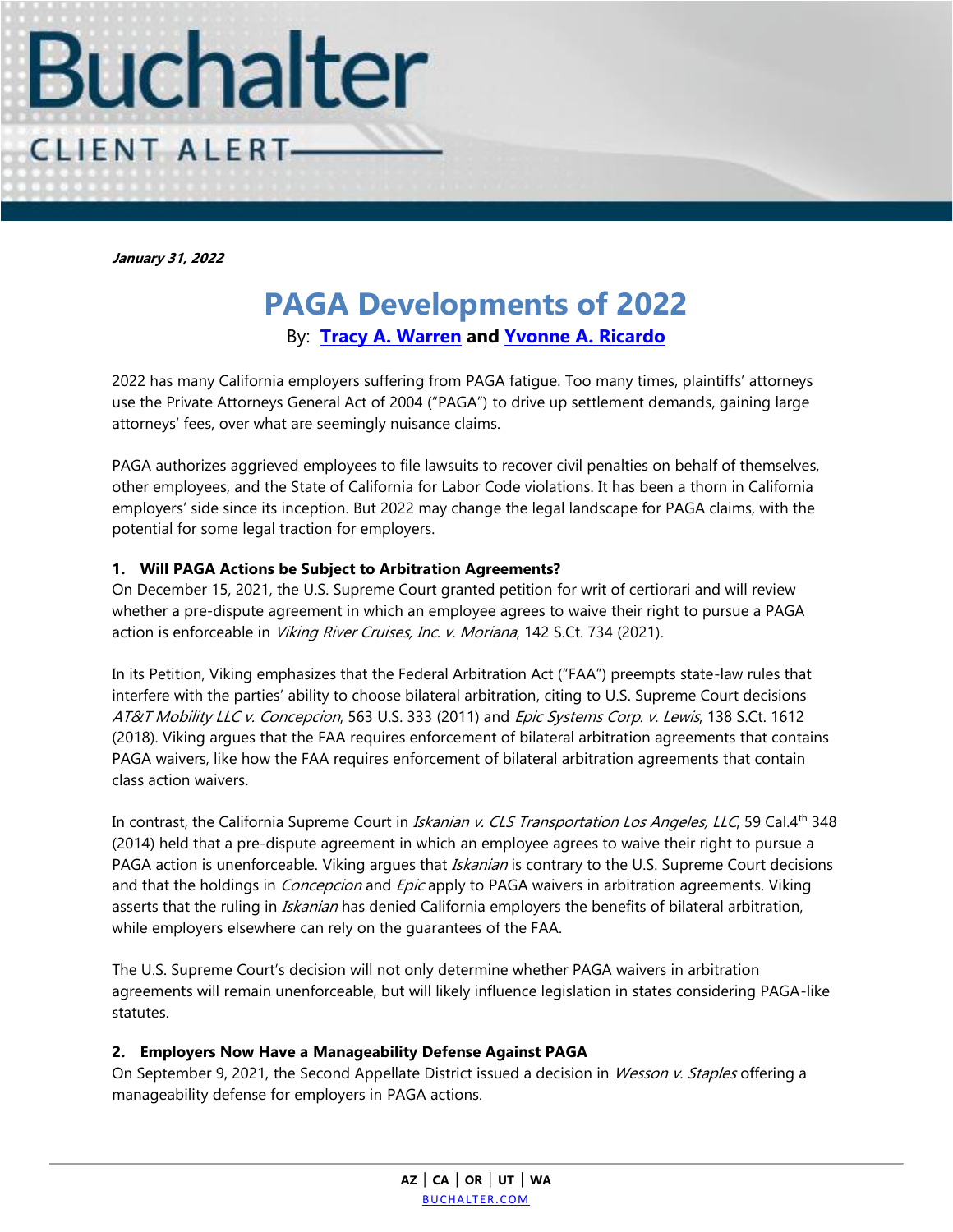Buchalter

CLIENT ALERT

***January 31, 2022***

# PAGA Developments of 2022

By: **Tracy A. Warren** and **Yvonne A. Ricardo**

2022 has many California employers suffering from PAGA fatigue. Too many times, plaintiffs' attorneys use the Private Attorneys General Act of 2004 ("PAGA") to drive up settlement demands, gaining large attorneys' fees, over what are seemingly nuisance claims.

PAGA authorizes aggrieved employees to file lawsuits to recover civil penalties on behalf of themselves, other employees, and the State of California for Labor Code violations. It has been a thorn in California employers' side since its inception. But 2022 may change the legal landscape for PAGA claims, with the potential for some legal traction for employers.

**1. Will PAGA Actions be Subject to Arbitration Agreements?**

On December 15, 2021, the U.S. Supreme Court granted petition for writ of certiorari and will review whether a pre-dispute agreement in which an employee agrees to waive their right to pursue a PAGA action is enforceable in *Viking River Cruises, Inc. v. Moriana*, 142 S.Ct. 734 (2021).

In its Petition, Viking emphasizes that the Federal Arbitration Act ("FAA") preempts state-law rules that interfere with the parties' ability to choose bilateral arbitration, citing to U.S. Supreme Court decisions *AT&T Mobility LLC v. Concepcion*, 563 U.S. 333 (2011) and *Epic Systems Corp. v. Lewis*, 138 S.Ct. 1612 (2018). Viking argues that the FAA requires enforcement of bilateral arbitration agreements that contains PAGA waivers, like how the FAA requires enforcement of bilateral arbitration agreements that contain class action waivers.

In contrast, the California Supreme Court in *Iskanian v. CLS Transportation Los Angeles, LLC*, 59 Cal.4th 348 (2014) held that a pre-dispute agreement in which an employee agrees to waive their right to pursue a PAGA action is unenforceable. Viking argues that *Iskanian* is contrary to the U.S. Supreme Court decisions and that the holdings in *Concepcion* and *Epic* apply to PAGA waivers in arbitration agreements. Viking asserts that the ruling in *Iskanian* has denied California employers the benefits of bilateral arbitration, while employers elsewhere can rely on the guarantees of the FAA.

The U.S. Supreme Court's decision will not only determine whether PAGA waivers in arbitration agreements will remain unenforceable, but will likely influence legislation in states considering PAGA-like statutes.

**2. Employers Now Have a Manageability Defense Against PAGA**

On September 9, 2021, the Second Appellate District issued a decision in *Wesson v. Staples* offering a manageability defense for employers in PAGA actions.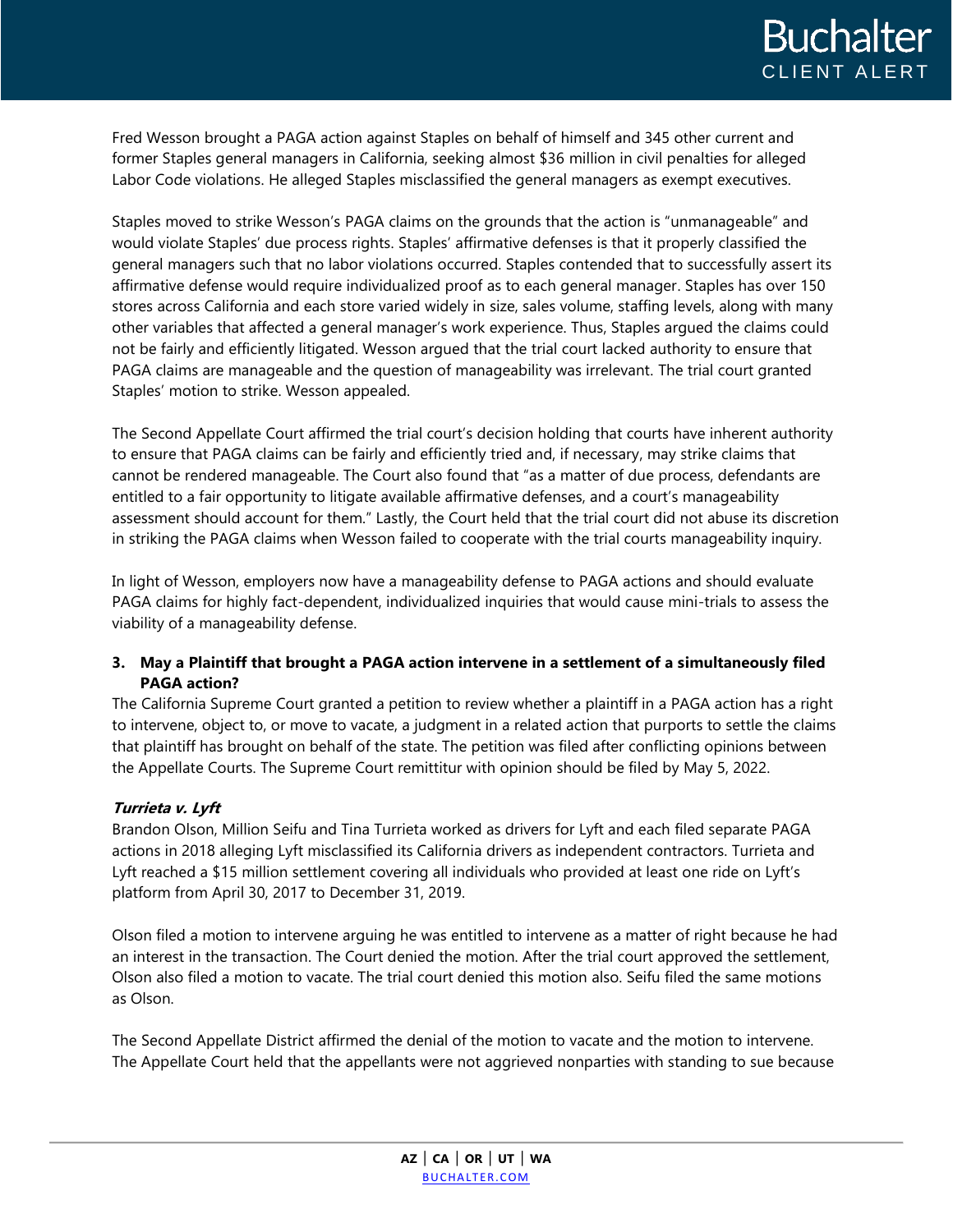Fred Wesson brought a PAGA action against Staples on behalf of himself and 345 other current and former Staples general managers in California, seeking almost $36 million in civil penalties for alleged Labor Code violations. He alleged Staples misclassified the general managers as exempt executives.

Staples moved to strike Wesson's PAGA claims on the grounds that the action is "unmanageable" and would violate Staples' due process rights. Staples' affirmative defenses is that it properly classified the general managers such that no labor violations occurred. Staples contended that to successfully assert its affirmative defense would require individualized proof as to each general manager. Staples has over 150 stores across California and each store varied widely in size, sales volume, staffing levels, along with many other variables that affected a general manager's work experience. Thus, Staples argued the claims could not be fairly and efficiently litigated. Wesson argued that the trial court lacked authority to ensure that PAGA claims are manageable and the question of manageability was irrelevant. The trial court granted Staples' motion to strike. Wesson appealed.

The Second Appellate Court affirmed the trial court's decision holding that courts have inherent authority to ensure that PAGA claims can be fairly and efficiently tried and, if necessary, may strike claims that cannot be rendered manageable. The Court also found that "as a matter of due process, defendants are entitled to a fair opportunity to litigate available affirmative defenses, and a court's manageability assessment should account for them." Lastly, the Court held that the trial court did not abuse its discretion in striking the PAGA claims when Wesson failed to cooperate with the trial courts manageability inquiry.

In light of Wesson, employers now have a manageability defense to PAGA actions and should evaluate PAGA claims for highly fact-dependent, individualized inquiries that would cause mini-trials to assess the viability of a manageability defense.

**3. May a Plaintiff that brought a PAGA action intervene in a settlement of a simultaneously filed PAGA action?**

The California Supreme Court granted a petition to review whether a plaintiff in a PAGA action has a right to intervene, object to, or move to vacate, a judgment in a related action that purports to settle the claims that plaintiff has brought on behalf of the state. The petition was filed after conflicting opinions between the Appellate Courts. The Supreme Court remittitur with opinion should be filed by May 5, 2022.

***Turrieta v. Lyft***

Brandon Olson, Million Seifu and Tina Turrieta worked as drivers for Lyft and each filed separate PAGA actions in 2018 alleging Lyft misclassified its California drivers as independent contractors. Turrieta and Lyft reached a $15 million settlement covering all individuals who provided at least one ride on Lyft's platform from April 30, 2017 to December 31, 2019.

Olson filed a motion to intervene arguing he was entitled to intervene as a matter of right because he had an interest in the transaction. The Court denied the motion. After the trial court approved the settlement, Olson also filed a motion to vacate. The trial court denied this motion also. Seifu filed the same motions as Olson.

The Second Appellate District affirmed the denial of the motion to vacate and the motion to intervene. The Appellate Court held that the appellants were not aggrieved nonparties with standing to sue because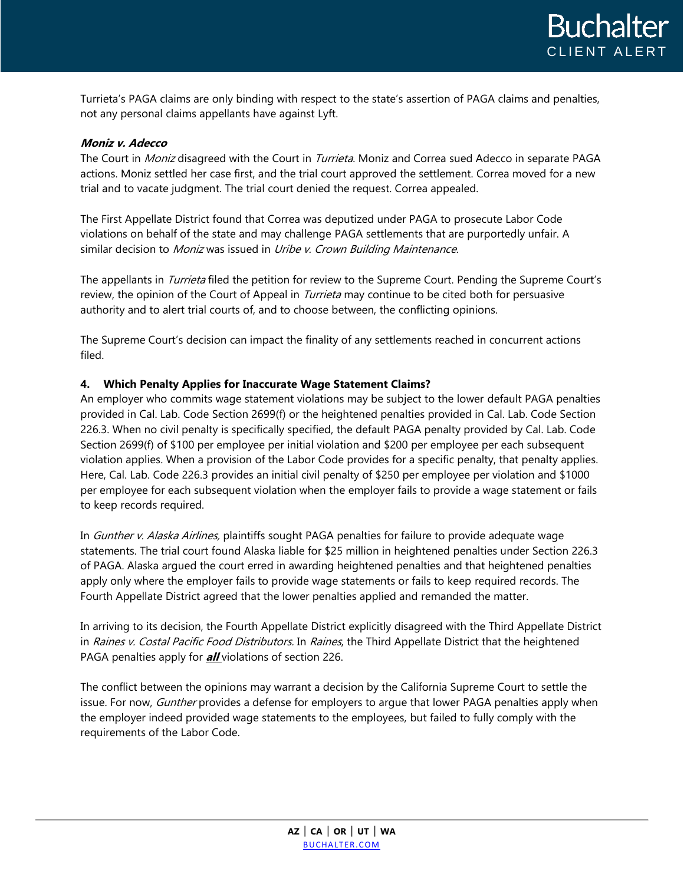Turrieta's PAGA claims are only binding with respect to the state's assertion of PAGA claims and penalties, not any personal claims appellants have against Lyft.

***Moniz v. Adecco***

The Court in *Moniz* disagreed with the Court in *Turrieta*. Moniz and Correa sued Adecco in separate PAGA actions. Moniz settled her case first, and the trial court approved the settlement. Correa moved for a new trial and to vacate judgment. The trial court denied the request. Correa appealed.

The First Appellate District found that Correa was deputized under PAGA to prosecute Labor Code violations on behalf of the state and may challenge PAGA settlements that are purportedly unfair. A similar decision to *Moniz* was issued in *Uribe v. Crown Building Maintenance*.

The appellants in *Turrieta* filed the petition for review to the Supreme Court. Pending the Supreme Court's review, the opinion of the Court of Appeal in *Turrieta* may continue to be cited both for persuasive authority and to alert trial courts of, and to choose between, the conflicting opinions.

The Supreme Court's decision can impact the finality of any settlements reached in concurrent actions filed.

**4. Which Penalty Applies for Inaccurate Wage Statement Claims?**

An employer who commits wage statement violations may be subject to the lower default PAGA penalties provided in Cal. Lab. Code Section 2699(f) or the heightened penalties provided in Cal. Lab. Code Section 226.3. When no civil penalty is specifically specified, the default PAGA penalty provided by Cal. Lab. Code Section 2699(f) of $100 per employee per initial violation and $200 per employee per each subsequent violation applies. When a provision of the Labor Code provides for a specific penalty, that penalty applies. Here, Cal. Lab. Code 226.3 provides an initial civil penalty of $250 per employee per violation and $1000 per employee for each subsequent violation when the employer fails to provide a wage statement or fails to keep records required.

In *Gunther v. Alaska Airlines,* plaintiffs sought PAGA penalties for failure to provide adequate wage statements. The trial court found Alaska liable for $25 million in heightened penalties under Section 226.3 of PAGA. Alaska argued the court erred in awarding heightened penalties and that heightened penalties apply only where the employer fails to provide wage statements or fails to keep required records. The Fourth Appellate District agreed that the lower penalties applied and remanded the matter.

In arriving to its decision, the Fourth Appellate District explicitly disagreed with the Third Appellate District in *Raines v. Costal Pacific Food Distributors*. In *Raines*, the Third Appellate District that the heightened PAGA penalties apply for ***all*** violations of section 226.

The conflict between the opinions may warrant a decision by the California Supreme Court to settle the issue. For now, *Gunther* provides a defense for employers to argue that lower PAGA penalties apply when the employer indeed provided wage statements to the employees, but failed to fully comply with the requirements of the Labor Code.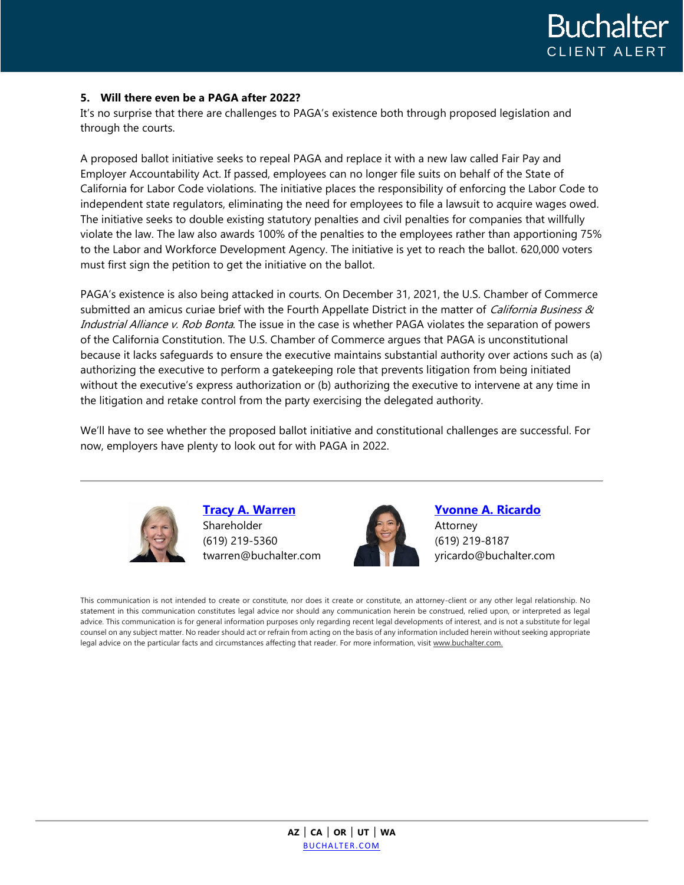**5. Will there even be a PAGA after 2022?**

It's no surprise that there are challenges to PAGA's existence both through proposed legislation and through the courts.

A proposed ballot initiative seeks to repeal PAGA and replace it with a new law called Fair Pay and Employer Accountability Act. If passed, employees can no longer file suits on behalf of the State of California for Labor Code violations. The initiative places the responsibility of enforcing the Labor Code to independent state regulators, eliminating the need for employees to file a lawsuit to acquire wages owed. The initiative seeks to double existing statutory penalties and civil penalties for companies that willfully violate the law. The law also awards 100% of the penalties to the employees rather than apportioning 75% to the Labor and Workforce Development Agency. The initiative is yet to reach the ballot. 620,000 voters must first sign the petition to get the initiative on the ballot.

PAGA's existence is also being attacked in courts. On December 31, 2021, the U.S. Chamber of Commerce submitted an amicus curiae brief with the Fourth Appellate District in the matter of *California Business & Industrial Alliance v. Rob Bonta*. The issue in the case is whether PAGA violates the separation of powers of the California Constitution. The U.S. Chamber of Commerce argues that PAGA is unconstitutional because it lacks safeguards to ensure the executive maintains substantial authority over actions such as (a) authorizing the executive to perform a gatekeeping role that prevents litigation from being initiated without the executive's express authorization or (b) authorizing the executive to intervene at any time in the litigation and retake control from the party exercising the delegated authority.

We'll have to see whether the proposed ballot initiative and constitutional challenges are successful. For now, employers have plenty to look out for with PAGA in 2022.

---

**Tracy A. Warren**
Shareholder
(619) 219-5360
twarren@buchalter.com

**Yvonne A. Ricardo**
Attorney
(619) 219-8187
yricardo@buchalter.com

This communication is not intended to create or constitute, nor does it create or constitute, an attorney-client or any other legal relationship. No statement in this communication constitutes legal advice nor should any communication herein be construed, relied upon, or interpreted as legal advice. This communication is for general information purposes only regarding recent legal developments of interest, and is not a substitute for legal counsel on any subject matter. No reader should act or refrain from acting on the basis of any information included herein without seeking appropriate legal advice on the particular facts and circumstances affecting that reader. For more information, visit www.buchalter.com.